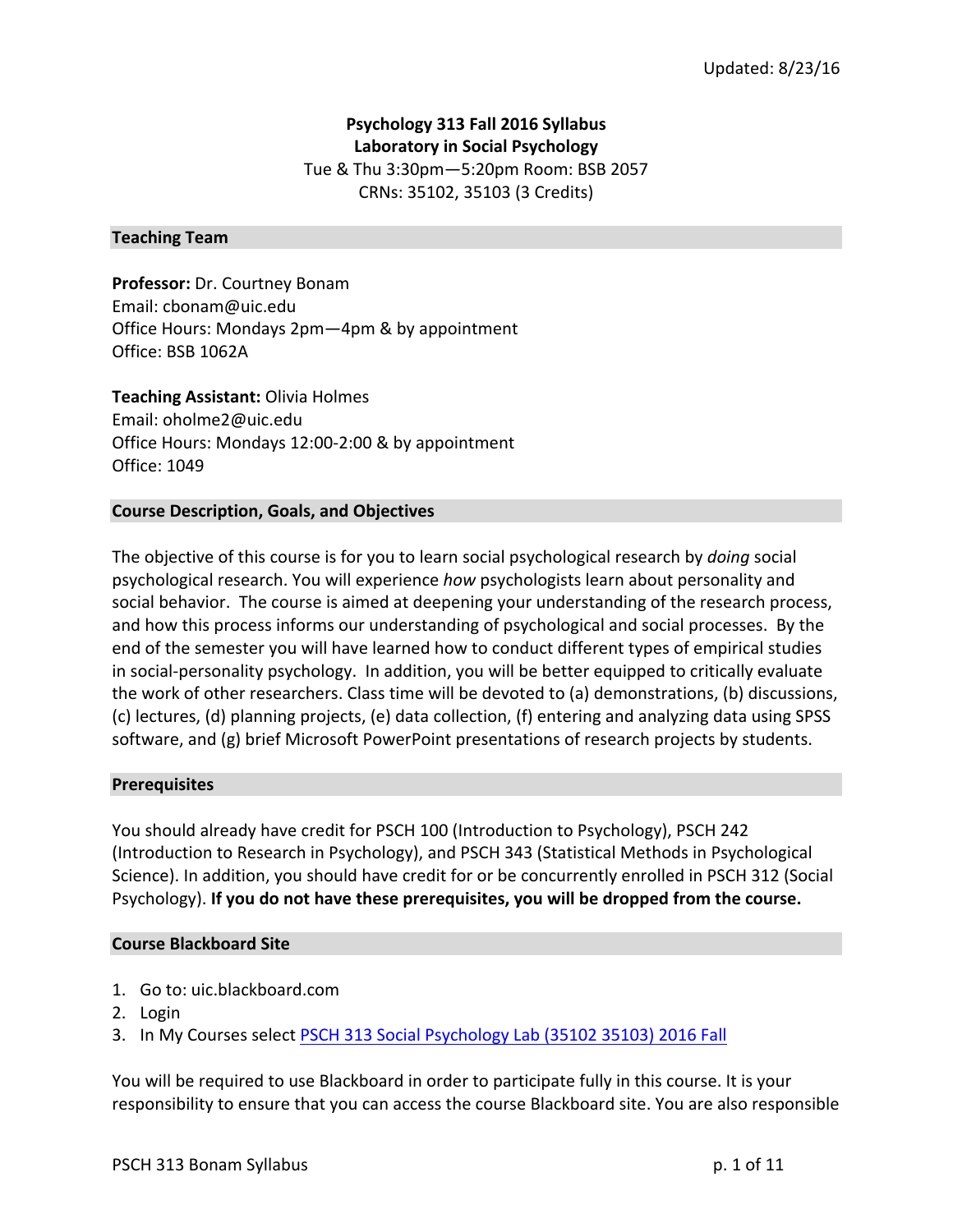Updated: 8/23/16

# Psychology 313 Fall 2016 Syllabus
## Laboratory in Social Psychology

Tue & Thu 3:30pm—5:20pm Room: BSB 2057
CRNs: 35102, 35103 (3 Credits)

## Teaching Team

**Professor:** Dr. Courtney Bonam
Email: cbonam@uic.edu
Office Hours: Mondays 2pm—4pm & by appointment
Office: BSB 1062A

**Teaching Assistant:** Olivia Holmes
Email: oholme2@uic.edu
Office Hours: Mondays 12:00-2:00 & by appointment
Office: 1049

## Course Description, Goals, and Objectives

The objective of this course is for you to learn social psychological research by *doing* social psychological research. You will experience *how* psychologists learn about personality and social behavior. The course is aimed at deepening your understanding of the research process, and how this process informs our understanding of psychological and social processes. By the end of the semester you will have learned how to conduct different types of empirical studies in social-personality psychology. In addition, you will be better equipped to critically evaluate the work of other researchers. Class time will be devoted to (a) demonstrations, (b) discussions, (c) lectures, (d) planning projects, (e) data collection, (f) entering and analyzing data using SPSS software, and (g) brief Microsoft PowerPoint presentations of research projects by students.

## Prerequisites

You should already have credit for PSCH 100 (Introduction to Psychology), PSCH 242 (Introduction to Research in Psychology), and PSCH 343 (Statistical Methods in Psychological Science). In addition, you should have credit for or be concurrently enrolled in PSCH 312 (Social Psychology). **If you do not have these prerequisites, you will be dropped from the course.**

## Course Blackboard Site

1. Go to: uic.blackboard.com
2. Login
3. In My Courses select PSCH 313 Social Psychology Lab (35102 35103) 2016 Fall

You will be required to use Blackboard in order to participate fully in this course. It is your responsibility to ensure that you can access the course Blackboard site. You are also responsible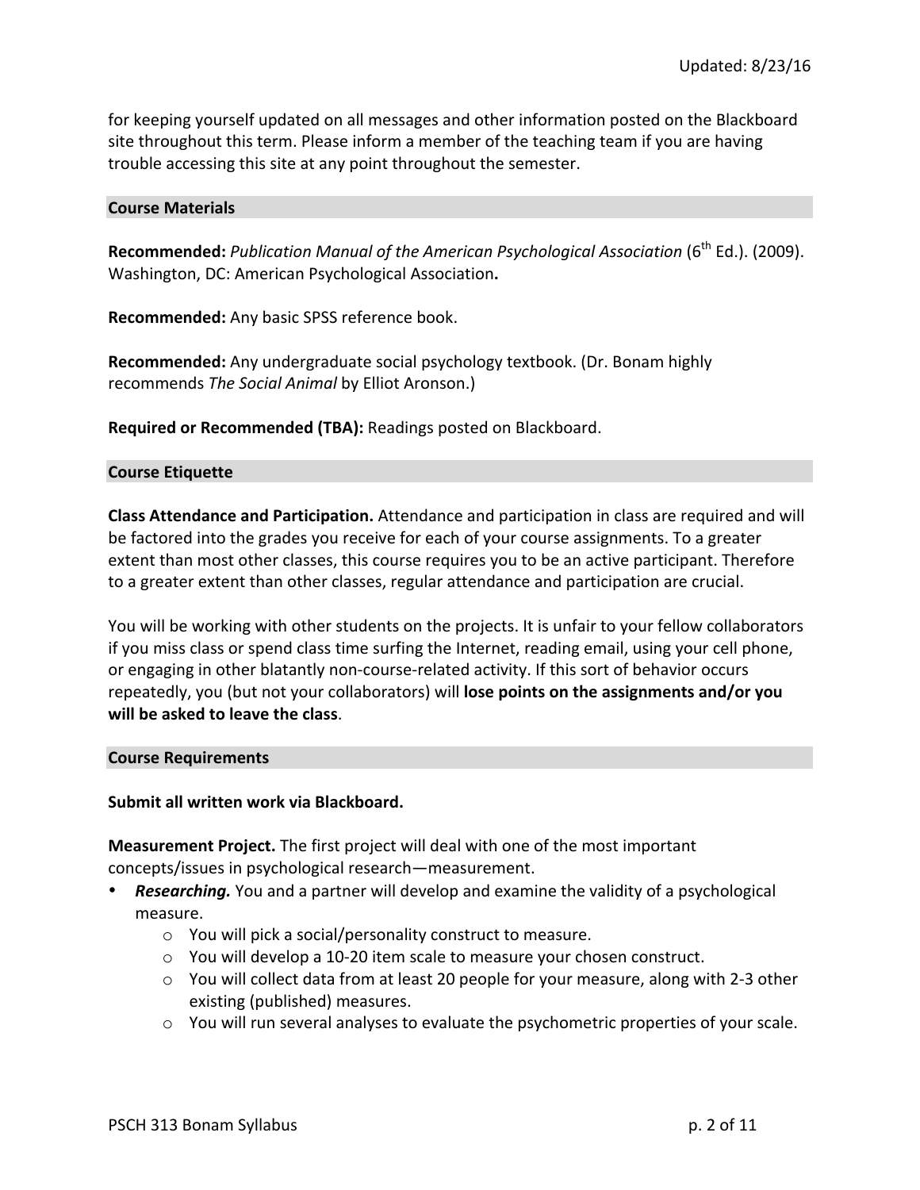for keeping yourself updated on all messages and other information posted on the Blackboard site throughout this term. Please inform a member of the teaching team if you are having trouble accessing this site at any point throughout the semester.

## Course Materials

**Recommended:** *Publication Manual of the American Psychological Association* (6th Ed.). (2009). Washington, DC: American Psychological Association**.**

**Recommended:** Any basic SPSS reference book.

**Recommended:** Any undergraduate social psychology textbook. (Dr. Bonam highly recommends *The Social Animal* by Elliot Aronson.)

**Required or Recommended (TBA):** Readings posted on Blackboard.

## Course Etiquette

**Class Attendance and Participation.** Attendance and participation in class are required and will be factored into the grades you receive for each of your course assignments. To a greater extent than most other classes, this course requires you to be an active participant. Therefore to a greater extent than other classes, regular attendance and participation are crucial.

You will be working with other students on the projects. It is unfair to your fellow collaborators if you miss class or spend class time surfing the Internet, reading email, using your cell phone, or engaging in other blatantly non-course-related activity. If this sort of behavior occurs repeatedly, you (but not your collaborators) will **lose points on the assignments and/or you will be asked to leave the class**.

## Course Requirements

**Submit all written work via Blackboard.**

**Measurement Project.** The first project will deal with one of the most important concepts/issues in psychological research—measurement.

- ***Researching.*** You and a partner will develop and examine the validity of a psychological measure.
  - You will pick a social/personality construct to measure.
  - You will develop a 10-20 item scale to measure your chosen construct.
  - You will collect data from at least 20 people for your measure, along with 2-3 other existing (published) measures.
  - You will run several analyses to evaluate the psychometric properties of your scale.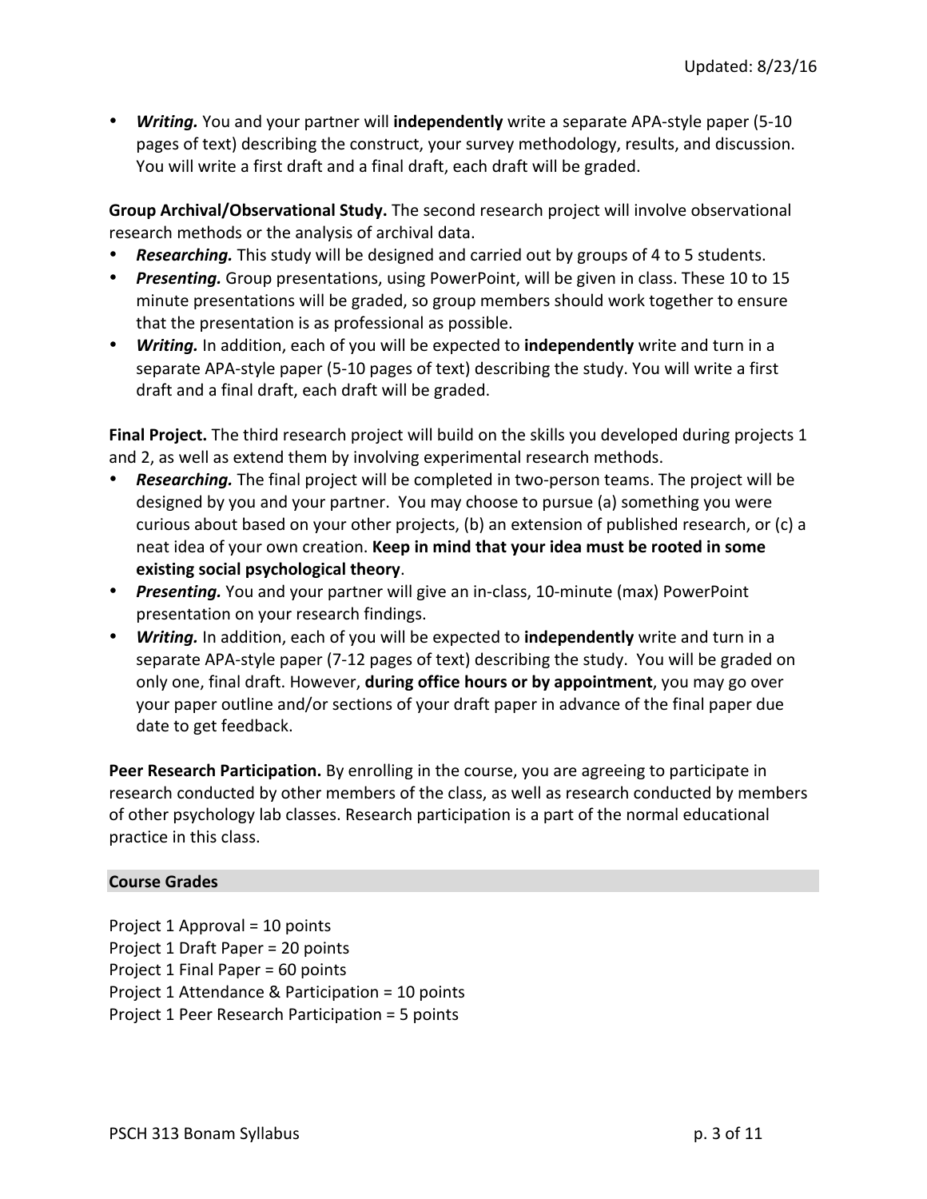- ***Writing.*** You and your partner will **independently** write a separate APA-style paper (5-10 pages of text) describing the construct, your survey methodology, results, and discussion. You will write a first draft and a final draft, each draft will be graded.

**Group Archival/Observational Study.** The second research project will involve observational research methods or the analysis of archival data.

- ***Researching.*** This study will be designed and carried out by groups of 4 to 5 students.
- ***Presenting.*** Group presentations, using PowerPoint, will be given in class. These 10 to 15 minute presentations will be graded, so group members should work together to ensure that the presentation is as professional as possible.
- ***Writing.*** In addition, each of you will be expected to **independently** write and turn in a separate APA-style paper (5-10 pages of text) describing the study. You will write a first draft and a final draft, each draft will be graded.

**Final Project.** The third research project will build on the skills you developed during projects 1 and 2, as well as extend them by involving experimental research methods.

- ***Researching.*** The final project will be completed in two-person teams. The project will be designed by you and your partner. You may choose to pursue (a) something you were curious about based on your other projects, (b) an extension of published research, or (c) a neat idea of your own creation. **Keep in mind that your idea must be rooted in some existing social psychological theory**.
- ***Presenting.*** You and your partner will give an in-class, 10-minute (max) PowerPoint presentation on your research findings.
- ***Writing.*** In addition, each of you will be expected to **independently** write and turn in a separate APA-style paper (7-12 pages of text) describing the study. You will be graded on only one, final draft. However, **during office hours or by appointment**, you may go over your paper outline and/or sections of your draft paper in advance of the final paper due date to get feedback.

**Peer Research Participation.** By enrolling in the course, you are agreeing to participate in research conducted by other members of the class, as well as research conducted by members of other psychology lab classes. Research participation is a part of the normal educational practice in this class.

## Course Grades

Project 1 Approval = 10 points
Project 1 Draft Paper = 20 points
Project 1 Final Paper = 60 points
Project 1 Attendance & Participation = 10 points
Project 1 Peer Research Participation = 5 points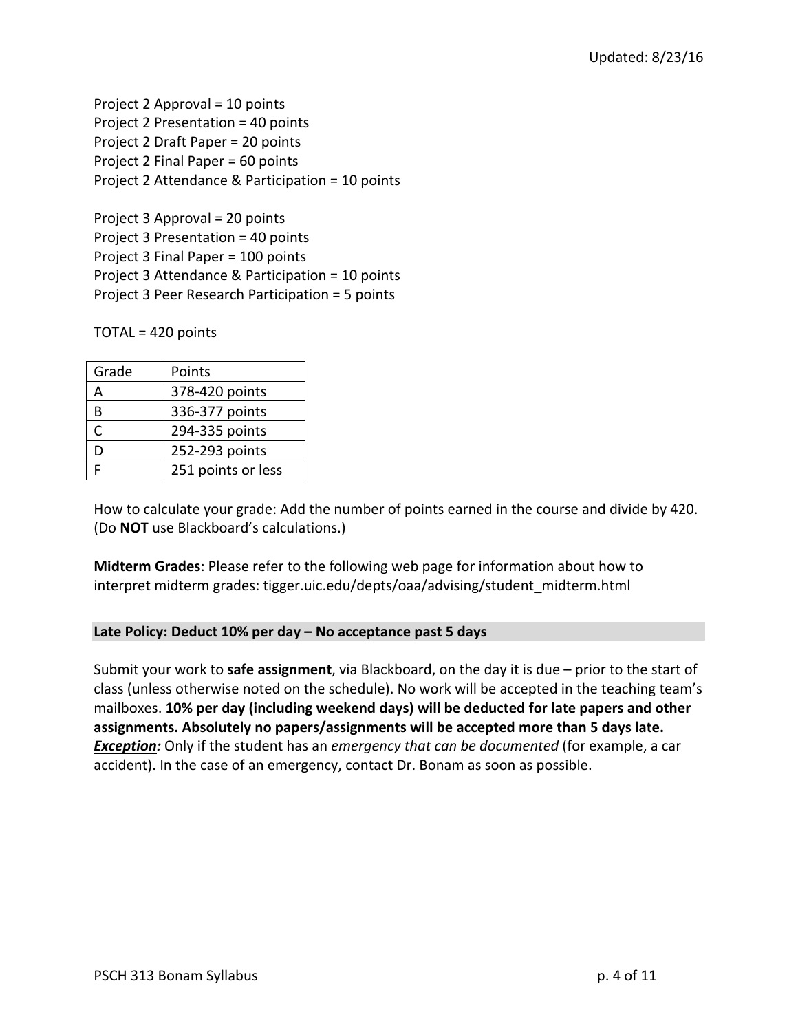Project 2 Approval = 10 points
Project 2 Presentation = 40 points
Project 2 Draft Paper = 20 points
Project 2 Final Paper = 60 points
Project 2 Attendance & Participation = 10 points

Project 3 Approval = 20 points
Project 3 Presentation = 40 points
Project 3 Final Paper = 100 points
Project 3 Attendance & Participation = 10 points
Project 3 Peer Research Participation = 5 points

TOTAL = 420 points

| Grade | Points |
| --- | --- |
| A | 378-420 points |
| B | 336-377 points |
| C | 294-335 points |
| D | 252-293 points |
| F | 251 points or less |

How to calculate your grade: Add the number of points earned in the course and divide by 420. (Do **NOT** use Blackboard's calculations.)

**Midterm Grades**: Please refer to the following web page for information about how to interpret midterm grades: tigger.uic.edu/depts/oaa/advising/student_midterm.html

## Late Policy: Deduct 10% per day – No acceptance past 5 days

Submit your work to **safe assignment**, via Blackboard, on the day it is due – prior to the start of class (unless otherwise noted on the schedule). No work will be accepted in the teaching team's mailboxes. **10% per day (including weekend days) will be deducted for late papers and other assignments. Absolutely no papers/assignments will be accepted more than 5 days late.** ***Exception:*** Only if the student has an *emergency that can be documented* (for example, a car accident). In the case of an emergency, contact Dr. Bonam as soon as possible.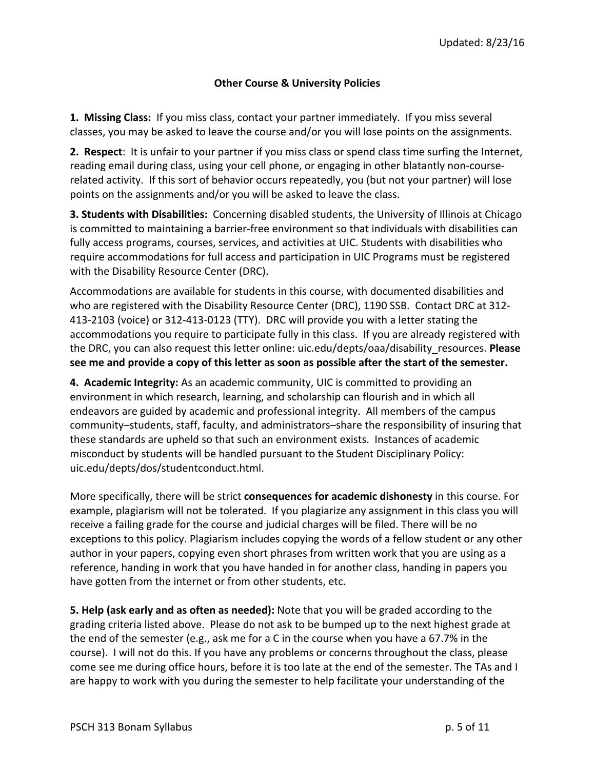## Other Course & University Policies

**1. Missing Class:** If you miss class, contact your partner immediately. If you miss several classes, you may be asked to leave the course and/or you will lose points on the assignments.

**2. Respect**: It is unfair to your partner if you miss class or spend class time surfing the Internet, reading email during class, using your cell phone, or engaging in other blatantly non-course-related activity. If this sort of behavior occurs repeatedly, you (but not your partner) will lose points on the assignments and/or you will be asked to leave the class.

**3. Students with Disabilities:** Concerning disabled students, the University of Illinois at Chicago is committed to maintaining a barrier-free environment so that individuals with disabilities can fully access programs, courses, services, and activities at UIC. Students with disabilities who require accommodations for full access and participation in UIC Programs must be registered with the Disability Resource Center (DRC).

Accommodations are available for students in this course, with documented disabilities and who are registered with the Disability Resource Center (DRC), 1190 SSB. Contact DRC at 312-413-2103 (voice) or 312-413-0123 (TTY). DRC will provide you with a letter stating the accommodations you require to participate fully in this class. If you are already registered with the DRC, you can also request this letter online: uic.edu/depts/oaa/disability_resources. **Please see me and provide a copy of this letter as soon as possible after the start of the semester.**

**4. Academic Integrity:** As an academic community, UIC is committed to providing an environment in which research, learning, and scholarship can flourish and in which all endeavors are guided by academic and professional integrity. All members of the campus community–students, staff, faculty, and administrators–share the responsibility of insuring that these standards are upheld so that such an environment exists. Instances of academic misconduct by students will be handled pursuant to the Student Disciplinary Policy: uic.edu/depts/dos/studentconduct.html.

More specifically, there will be strict **consequences for academic dishonesty** in this course. For example, plagiarism will not be tolerated. If you plagiarize any assignment in this class you will receive a failing grade for the course and judicial charges will be filed. There will be no exceptions to this policy. Plagiarism includes copying the words of a fellow student or any other author in your papers, copying even short phrases from written work that you are using as a reference, handing in work that you have handed in for another class, handing in papers you have gotten from the internet or from other students, etc.

**5. Help (ask early and as often as needed):** Note that you will be graded according to the grading criteria listed above. Please do not ask to be bumped up to the next highest grade at the end of the semester (e.g., ask me for a C in the course when you have a 67.7% in the course). I will not do this. If you have any problems or concerns throughout the class, please come see me during office hours, before it is too late at the end of the semester. The TAs and I are happy to work with you during the semester to help facilitate your understanding of the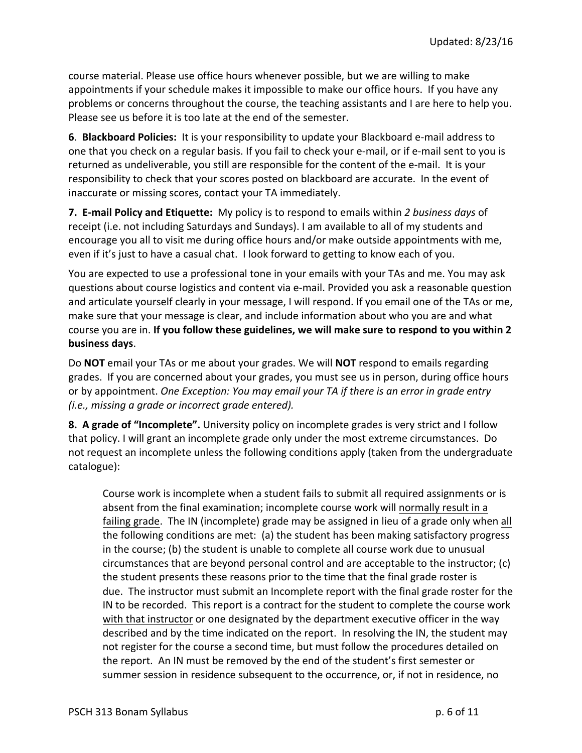course material. Please use office hours whenever possible, but we are willing to make appointments if your schedule makes it impossible to make our office hours. If you have any problems or concerns throughout the course, the teaching assistants and I are here to help you. Please see us before it is too late at the end of the semester.

**6**. **Blackboard Policies:** It is your responsibility to update your Blackboard e-mail address to one that you check on a regular basis. If you fail to check your e-mail, or if e-mail sent to you is returned as undeliverable, you still are responsible for the content of the e-mail. It is your responsibility to check that your scores posted on blackboard are accurate. In the event of inaccurate or missing scores, contact your TA immediately.

**7. E-mail Policy and Etiquette:** My policy is to respond to emails within *2 business days* of receipt (i.e. not including Saturdays and Sundays). I am available to all of my students and encourage you all to visit me during office hours and/or make outside appointments with me, even if it's just to have a casual chat. I look forward to getting to know each of you.

You are expected to use a professional tone in your emails with your TAs and me. You may ask questions about course logistics and content via e-mail. Provided you ask a reasonable question and articulate yourself clearly in your message, I will respond. If you email one of the TAs or me, make sure that your message is clear, and include information about who you are and what course you are in. **If you follow these guidelines, we will make sure to respond to you within 2 business days**.

Do **NOT** email your TAs or me about your grades. We will **NOT** respond to emails regarding grades. If you are concerned about your grades, you must see us in person, during office hours or by appointment. *One Exception: You may email your TA if there is an error in grade entry (i.e., missing a grade or incorrect grade entered).*

**8. A grade of "Incomplete".** University policy on incomplete grades is very strict and I follow that policy. I will grant an incomplete grade only under the most extreme circumstances. Do not request an incomplete unless the following conditions apply (taken from the undergraduate catalogue):

> Course work is incomplete when a student fails to submit all required assignments or is absent from the final examination; incomplete course work will normally result in a failing grade. The IN (incomplete) grade may be assigned in lieu of a grade only when all the following conditions are met: (a) the student has been making satisfactory progress in the course; (b) the student is unable to complete all course work due to unusual circumstances that are beyond personal control and are acceptable to the instructor; (c) the student presents these reasons prior to the time that the final grade roster is due. The instructor must submit an Incomplete report with the final grade roster for the IN to be recorded. This report is a contract for the student to complete the course work with that instructor or one designated by the department executive officer in the way described and by the time indicated on the report. In resolving the IN, the student may not register for the course a second time, but must follow the procedures detailed on the report. An IN must be removed by the end of the student's first semester or summer session in residence subsequent to the occurrence, or, if not in residence, no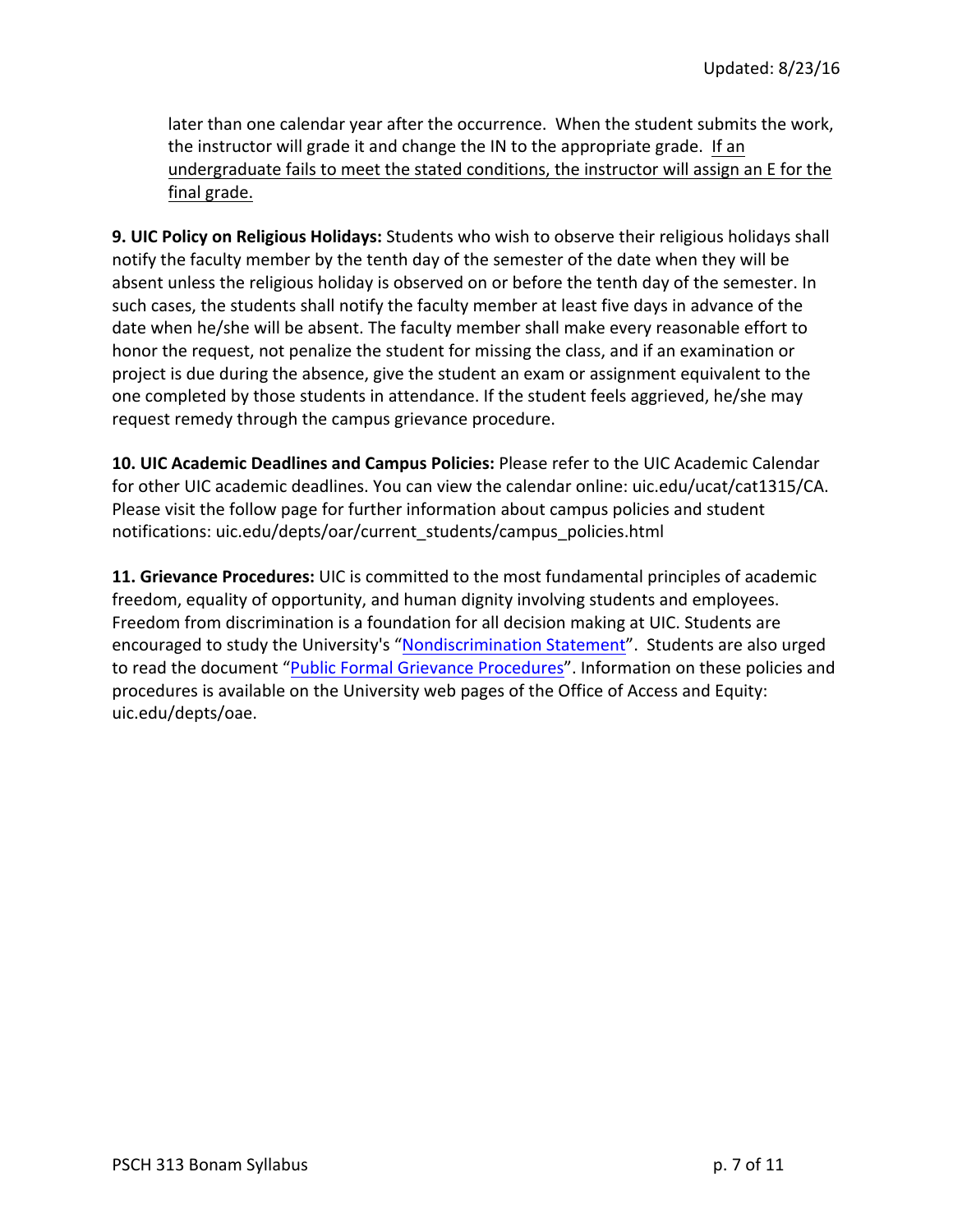later than one calendar year after the occurrence. When the student submits the work, the instructor will grade it and change the IN to the appropriate grade. <u>If an undergraduate fails to meet the stated conditions, the instructor will assign an E for the final grade.</u>

**9. UIC Policy on Religious Holidays:** Students who wish to observe their religious holidays shall notify the faculty member by the tenth day of the semester of the date when they will be absent unless the religious holiday is observed on or before the tenth day of the semester. In such cases, the students shall notify the faculty member at least five days in advance of the date when he/she will be absent. The faculty member shall make every reasonable effort to honor the request, not penalize the student for missing the class, and if an examination or project is due during the absence, give the student an exam or assignment equivalent to the one completed by those students in attendance. If the student feels aggrieved, he/she may request remedy through the campus grievance procedure.

**10. UIC Academic Deadlines and Campus Policies:** Please refer to the UIC Academic Calendar for other UIC academic deadlines. You can view the calendar online: uic.edu/ucat/cat1315/CA. Please visit the follow page for further information about campus policies and student notifications: uic.edu/depts/oar/current_students/campus_policies.html

**11. Grievance Procedures:** UIC is committed to the most fundamental principles of academic freedom, equality of opportunity, and human dignity involving students and employees. Freedom from discrimination is a foundation for all decision making at UIC. Students are encouraged to study the University's "Nondiscrimination Statement". Students are also urged to read the document "Public Formal Grievance Procedures". Information on these policies and procedures is available on the University web pages of the Office of Access and Equity: uic.edu/depts/oae.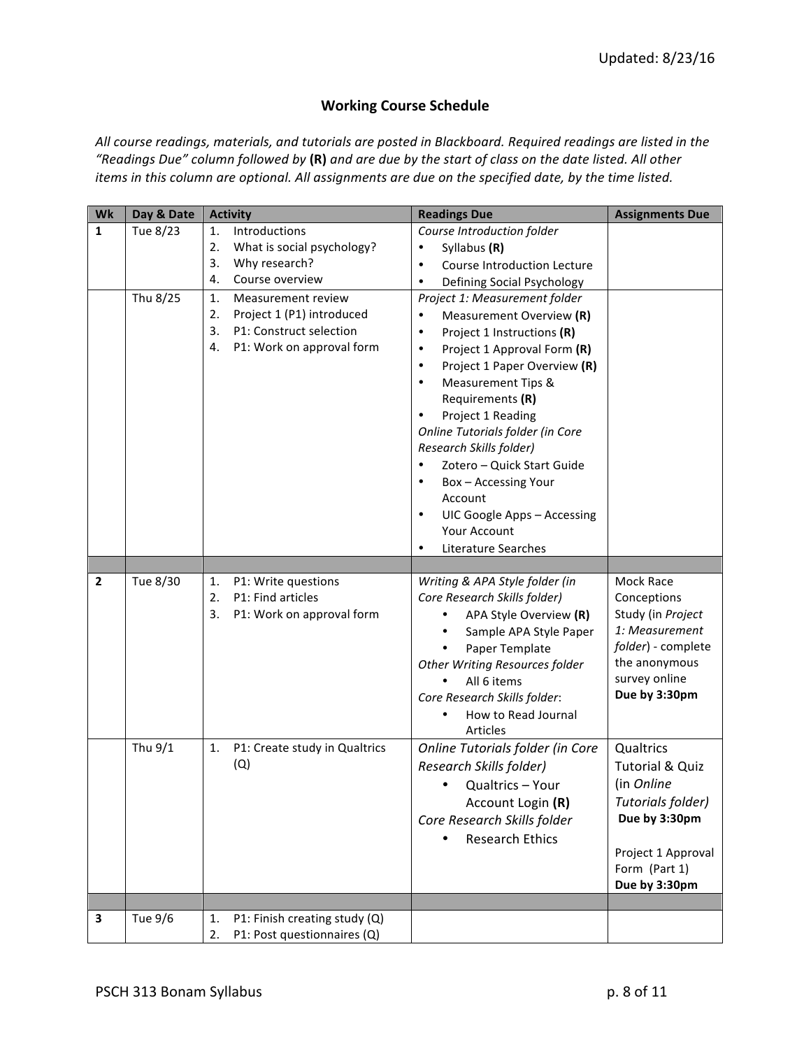Updated: 8/23/16

## Working Course Schedule

*All course readings, materials, and tutorials are posted in Blackboard. Required readings are listed in the "Readings Due" column followed by* **(R)** *and are due by the start of class on the date listed. All other items in this column are optional. All assignments are due on the specified date, by the time listed.*

| Wk | Day & Date | Activity | Readings Due | Assignments Due |
|---|---|---|---|---|
| **1** | Tue 8/23 | 1. Introductions<br>2. What is social psychology?<br>3. Why research?<br>4. Course overview | *Course Introduction folder*<br>• Syllabus **(R)**<br>• Course Introduction Lecture<br>• Defining Social Psychology | |
| | Thu 8/25 | 1. Measurement review<br>2. Project 1 (P1) introduced<br>3. P1: Construct selection<br>4. P1: Work on approval form | *Project 1: Measurement folder*<br>• Measurement Overview **(R)**<br>• Project 1 Instructions **(R)**<br>• Project 1 Approval Form **(R)**<br>• Project 1 Paper Overview **(R)**<br>• Measurement Tips & Requirements **(R)**<br>• Project 1 Reading<br>*Online Tutorials folder (in Core Research Skills folder)*<br>• Zotero – Quick Start Guide<br>• Box – Accessing Your Account<br>• UIC Google Apps – Accessing Your Account<br>• Literature Searches | |
| | | | | |
| **2** | Tue 8/30 | 1. P1: Write questions<br>2. P1: Find articles<br>3. P1: Work on approval form | *Writing & APA Style folder (in Core Research Skills folder)*<br>• APA Style Overview **(R)**<br>• Sample APA Style Paper<br>• Paper Template<br>*Other Writing Resources folder*<br>• All 6 items<br>*Core Research Skills folder*:<br>• How to Read Journal Articles | Mock Race Conceptions Study (in *Project 1: Measurement folder*) - complete the anonymous survey online<br>**Due by 3:30pm** |
| | Thu 9/1 | 1. P1: Create study in Qualtrics (Q) | *Online Tutorials folder (in Core Research Skills folder)*<br>• Qualtrics – Your Account Login **(R)**<br>*Core Research Skills folder*<br>• Research Ethics | Qualtrics Tutorial & Quiz (in *Online Tutorials folder)*<br>**Due by 3:30pm**<br><br>Project 1 Approval Form (Part 1)<br>**Due by 3:30pm** |
| | | | | |
| **3** | Tue 9/6 | 1. P1: Finish creating study (Q)<br>2. P1: Post questionnaires (Q) | | |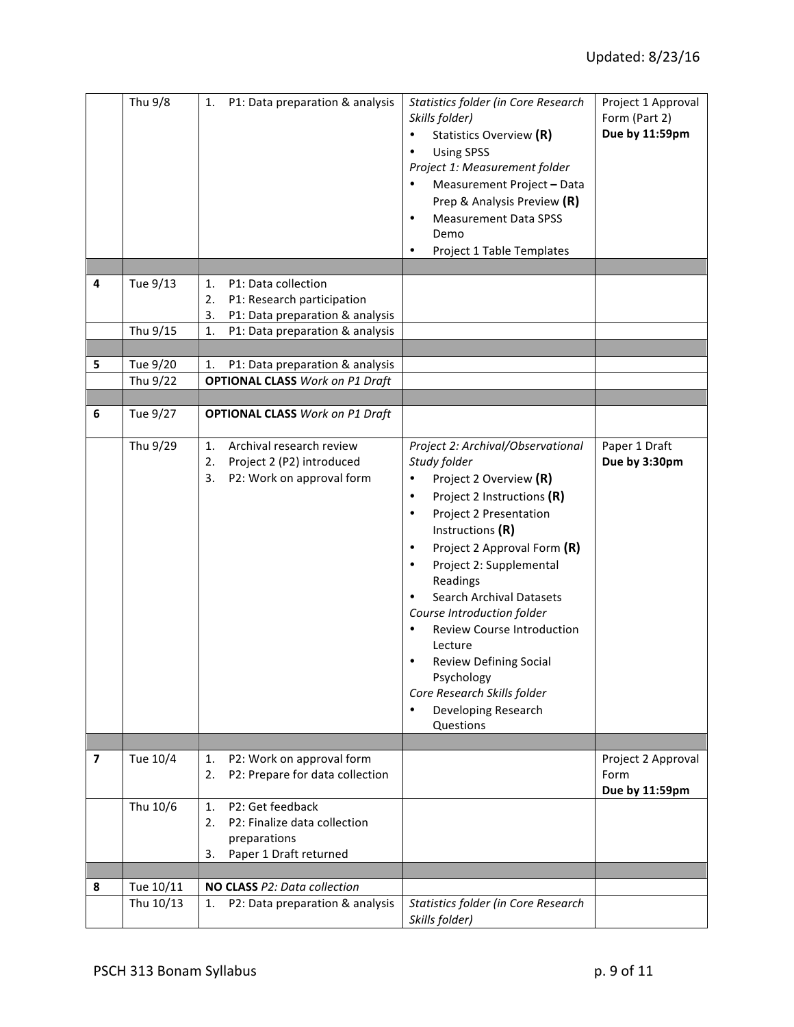| | | | | |
|---|---|---|---|---|
| | Thu 9/8 | 1. P1: Data preparation & analysis | *Statistics folder (in Core Research Skills folder)*<br>• Statistics Overview **(R)**<br>• Using SPSS<br>*Project 1: Measurement folder*<br>• Measurement Project **–** Data Prep & Analysis Preview **(R)**<br>• Measurement Data SPSS Demo<br>• Project 1 Table Templates | Project 1 Approval Form (Part 2)<br>**Due by 11:59pm** |
| | | | | |
| **4** | Tue 9/13 | 1. P1: Data collection<br>2. P1: Research participation<br>3. P1: Data preparation & analysis | | |
| | Thu 9/15 | 1. P1: Data preparation & analysis | | |
| | | | | |
| **5** | Tue 9/20 | 1. P1: Data preparation & analysis | | |
| | Thu 9/22 | **OPTIONAL CLASS** *Work on P1 Draft* | | |
| | | | | |
| **6** | Tue 9/27 | **OPTIONAL CLASS** *Work on P1 Draft* | | |
| | Thu 9/29 | 1. Archival research review<br>2. Project 2 (P2) introduced<br>3. P2: Work on approval form | *Project 2: Archival/Observational Study folder*<br>• Project 2 Overview **(R)**<br>• Project 2 Instructions **(R)**<br>• Project 2 Presentation Instructions **(R)**<br>• Project 2 Approval Form **(R)**<br>• Project 2: Supplemental Readings<br>• Search Archival Datasets<br>*Course Introduction folder*<br>• Review Course Introduction Lecture<br>• Review Defining Social Psychology<br>*Core Research Skills folder*<br>• Developing Research Questions | Paper 1 Draft<br>**Due by 3:30pm** |
| | | | | |
| **7** | Tue 10/4 | 1. P2: Work on approval form<br>2. P2: Prepare for data collection | | Project 2 Approval Form<br>**Due by 11:59pm** |
| | Thu 10/6 | 1. P2: Get feedback<br>2. P2: Finalize data collection preparations<br>3. Paper 1 Draft returned | | |
| | | | | |
| **8** | Tue 10/11 | **NO CLASS** *P2: Data collection* | | |
| | Thu 10/13 | 1. P2: Data preparation & analysis | *Statistics folder (in Core Research Skills folder)* | |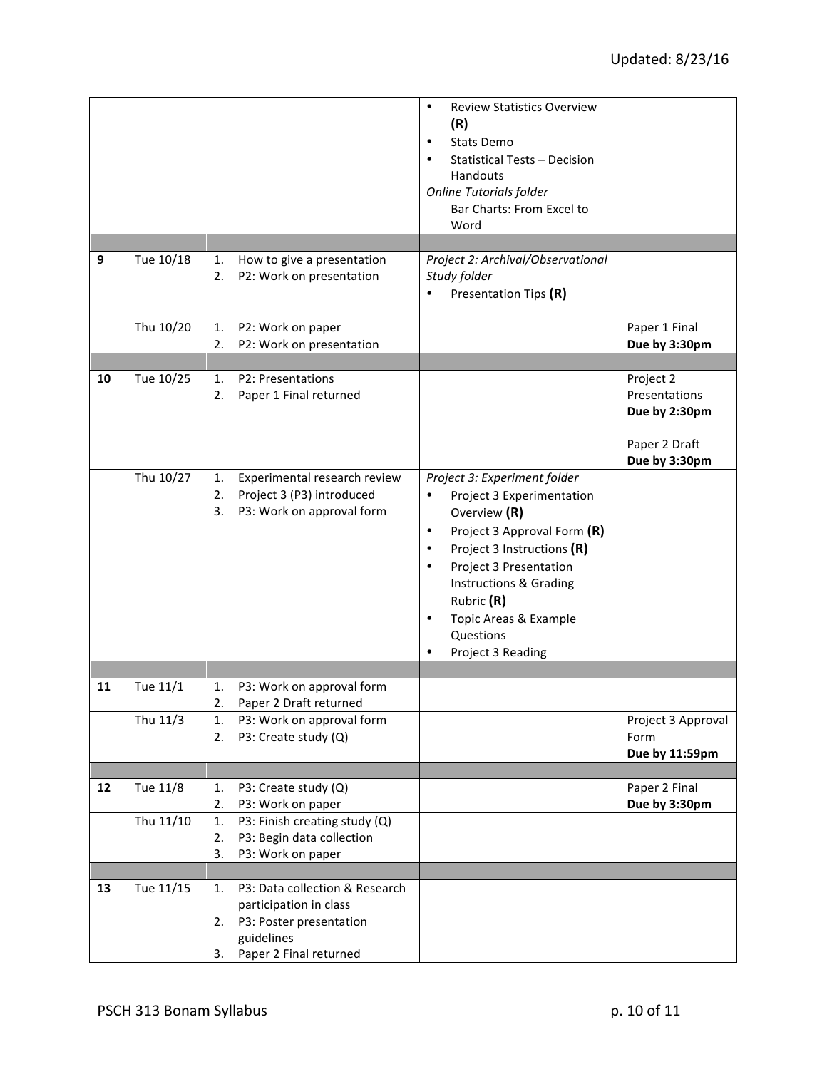| | | | | |
|---|---|---|---|---|
| | | | • Review Statistics Overview **(R)**<br>• Stats Demo<br>• Statistical Tests – Decision Handouts<br>*Online Tutorials folder*<br>Bar Charts: From Excel to Word | |
| | | | | |
| **9** | Tue 10/18 | 1. How to give a presentation<br>2. P2: Work on presentation | *Project 2: Archival/Observational Study folder*<br>• Presentation Tips **(R)** | |
| | Thu 10/20 | 1. P2: Work on paper<br>2. P2: Work on presentation | | Paper 1 Final **Due by 3:30pm** |
| | | | | |
| **10** | Tue 10/25 | 1. P2: Presentations<br>2. Paper 1 Final returned | | Project 2 Presentations **Due by 2:30pm**<br><br>Paper 2 Draft **Due by 3:30pm** |
| | Thu 10/27 | 1. Experimental research review<br>2. Project 3 (P3) introduced<br>3. P3: Work on approval form | *Project 3: Experiment folder*<br>• Project 3 Experimentation Overview **(R)**<br>• Project 3 Approval Form **(R)**<br>• Project 3 Instructions **(R)**<br>• Project 3 Presentation Instructions & Grading Rubric **(R)**<br>• Topic Areas & Example Questions<br>• Project 3 Reading | |
| | | | | |
| **11** | Tue 11/1 | 1. P3: Work on approval form<br>2. Paper 2 Draft returned | | |
| | Thu 11/3 | 1. P3: Work on approval form<br>2. P3: Create study (Q) | | Project 3 Approval Form **Due by 11:59pm** |
| | | | | |
| **12** | Tue 11/8 | 1. P3: Create study (Q)<br>2. P3: Work on paper | | Paper 2 Final **Due by 3:30pm** |
| | Thu 11/10 | 1. P3: Finish creating study (Q)<br>2. P3: Begin data collection<br>3. P3: Work on paper | | |
| | | | | |
| **13** | Tue 11/15 | 1. P3: Data collection & Research participation in class<br>2. P3: Poster presentation guidelines<br>3. Paper 2 Final returned | | |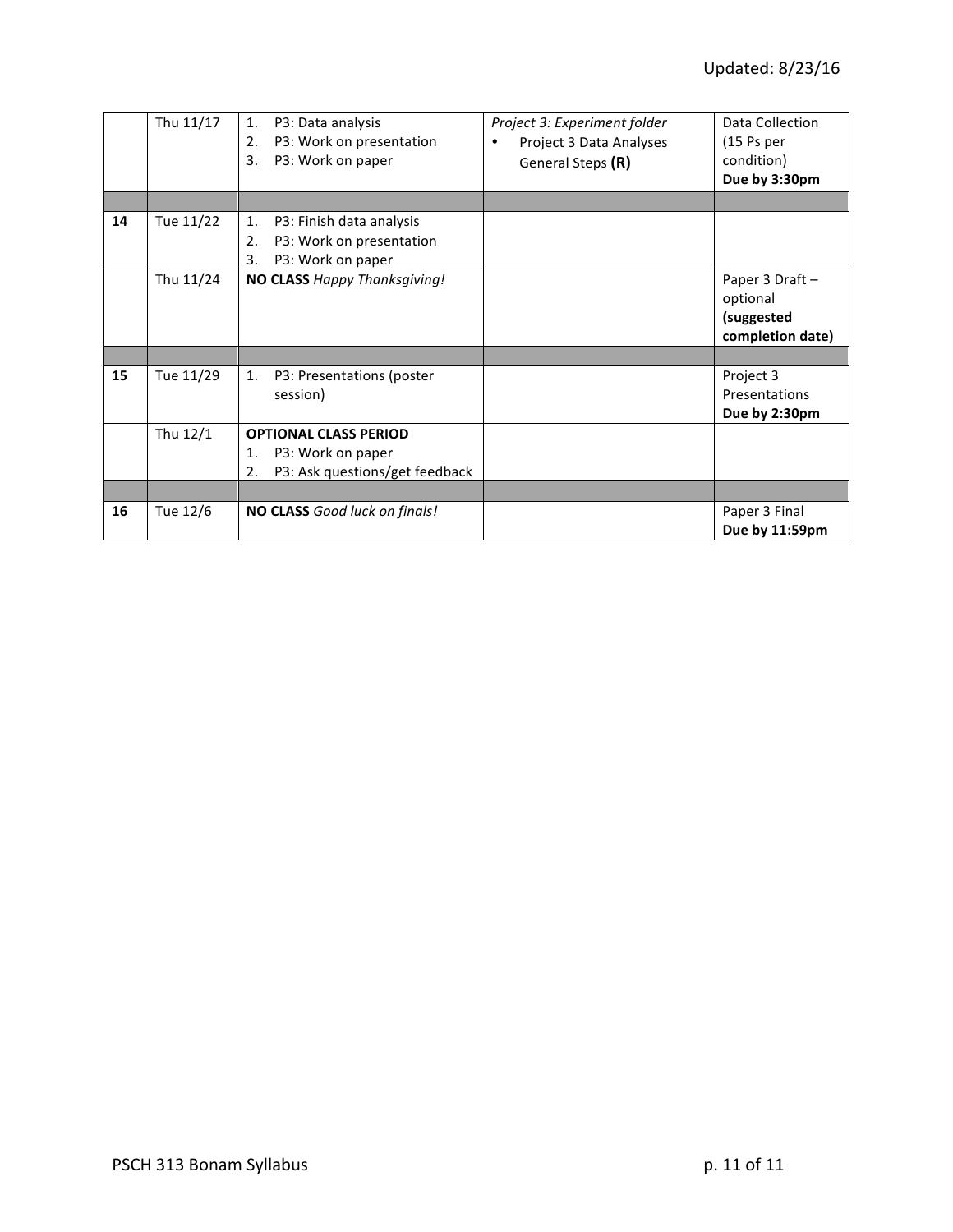| | | | | |
|---|---|---|---|---|
| | Thu 11/17 | 1. P3: Data analysis<br>2. P3: Work on presentation<br>3. P3: Work on paper | *Project 3: Experiment folder*<br>• Project 3 Data Analyses General Steps **(R)** | Data Collection (15 Ps per condition)<br>**Due by 3:30pm** |
| | | | | |
| **14** | Tue 11/22 | 1. P3: Finish data analysis<br>2. P3: Work on presentation<br>3. P3: Work on paper | | |
| | Thu 11/24 | **NO CLASS** *Happy Thanksgiving!* | | Paper 3 Draft – optional **(suggested completion date)** |
| | | | | |
| **15** | Tue 11/29 | 1. P3: Presentations (poster session) | | Project 3 Presentations<br>**Due by 2:30pm** |
| | Thu 12/1 | **OPTIONAL CLASS PERIOD**<br>1. P3: Work on paper<br>2. P3: Ask questions/get feedback | | |
| | | | | |
| **16** | Tue 12/6 | **NO CLASS** *Good luck on finals!* | | Paper 3 Final<br>**Due by 11:59pm** |